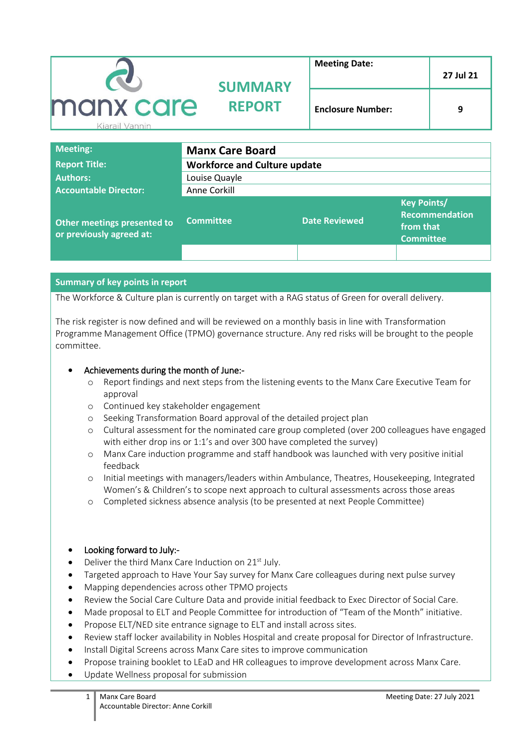| manx care Kiarail Vannin | SUMMARY REPORT | Meeting Date: | 27 Jul 21 |
|---|---|---|---|
| | | Enclosure Number: | 9 |

| Meeting: | Manx Care Board | | |
|---|---|---|---|
| Report Title: | Workforce and Culture update | | |
| Authors: | Louise Quayle | | |
| Accountable Director: | Anne Corkill | | |
| Other meetings presented to or previously agreed at: | Committee | Date Reviewed | Key Points/ Recommendation from that Committee |
| | | | |

**Summary of key points in report**

The Workforce & Culture plan is currently on target with a RAG status of Green for overall delivery.

The risk register is now defined and will be reviewed on a monthly basis in line with Transformation Programme Management Office (TPMO) governance structure. Any red risks will be brought to the people committee.

- Achievements during the month of June:-
    - Report findings and next steps from the listening events to the Manx Care Executive Team for approval
    - Continued key stakeholder engagement
    - Seeking Transformation Board approval of the detailed project plan
    - Cultural assessment for the nominated care group completed (over 200 colleagues have engaged with either drop ins or 1:1's and over 300 have completed the survey)
    - Manx Care induction programme and staff handbook was launched with very positive initial feedback
    - Initial meetings with managers/leaders within Ambulance, Theatres, Housekeeping, Integrated Women's & Children's to scope next approach to cultural assessments across those areas
    - Completed sickness absence analysis (to be presented at next People Committee)

- Looking forward to July:-
- Deliver the third Manx Care Induction on 21st July.
- Targeted approach to Have Your Say survey for Manx Care colleagues during next pulse survey
- Mapping dependencies across other TPMO projects
- Review the Social Care Culture Data and provide initial feedback to Exec Director of Social Care.
- Made proposal to ELT and People Committee for introduction of "Team of the Month" initiative.
- Propose ELT/NED site entrance signage to ELT and install across sites.
- Review staff locker availability in Nobles Hospital and create proposal for Director of Infrastructure.
- Install Digital Screens across Manx Care sites to improve communication
- Propose training booklet to LEaD and HR colleagues to improve development across Manx Care.
- Update Wellness proposal for submission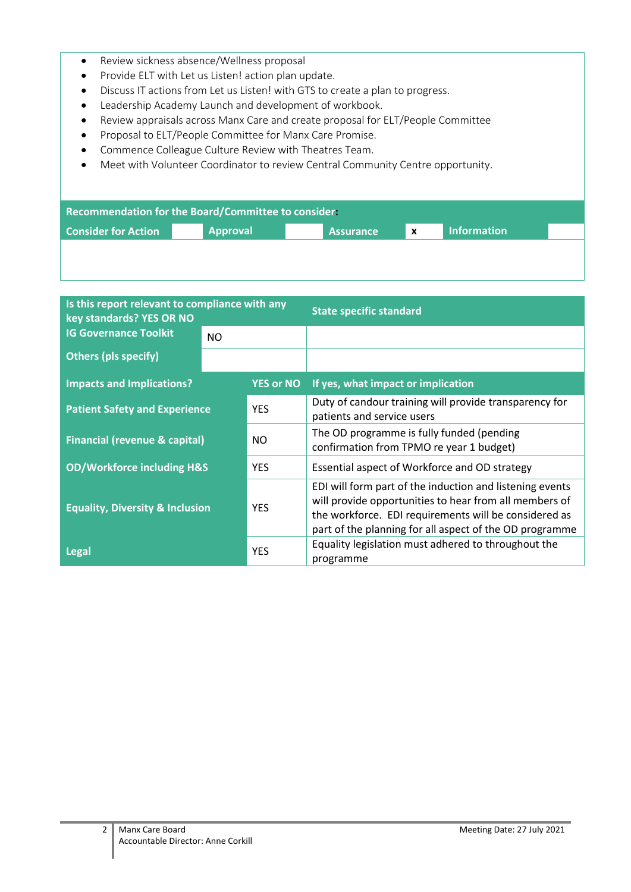- Review sickness absence/Wellness proposal
- Provide ELT with Let us Listen! action plan update.
- Discuss IT actions from Let us Listen! with GTS to create a plan to progress.
- Leadership Academy Launch and development of workbook.
- Review appraisals across Manx Care and create proposal for ELT/People Committee
- Proposal to ELT/People Committee for Manx Care Promise.
- Commence Colleague Culture Review with Theatres Team.
- Meet with Volunteer Coordinator to review Central Community Centre opportunity.

| **Recommendation for the Board/Committee to consider:** | | | | | | | |
|---|---|---|---|---|---|---|---|
| **Consider for Action** | | **Approval** | | **Assurance** | x | **Information** | |

| **Is this report relevant to compliance with any key standards? YES OR NO** | | **State specific standard** |
|---|---|---|
| **IG Governance Toolkit** | NO | |
| **Others (pls specify)** | | |

| **Impacts and Implications?** | **YES or NO** | **If yes, what impact or implication** |
|---|---|---|
| **Patient Safety and Experience** | YES | Duty of candour training will provide transparency for patients and service users |
| **Financial (revenue & capital)** | NO | The OD programme is fully funded (pending confirmation from TPMO re year 1 budget) |
| **OD/Workforce including H&S** | YES | Essential aspect of Workforce and OD strategy |
| **Equality, Diversity & Inclusion** | YES | EDI will form part of the induction and listening events will provide opportunities to hear from all members of the workforce. EDI requirements will be considered as part of the planning for all aspect of the OD programme |
| **Legal** | YES | Equality legislation must adhered to throughout the programme |